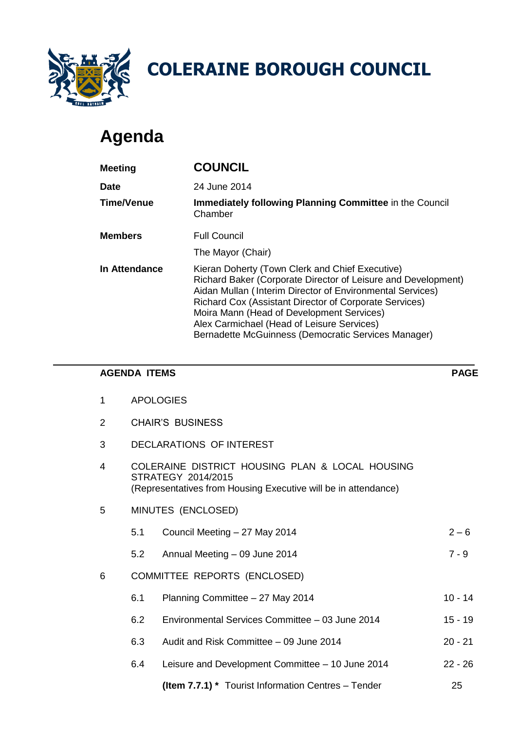# COLERAINE BOROUGH COUNCIL

## Agenda

| | |
|---|---|
| **Meeting** | **COUNCIL** |
| **Date** | 24 June 2014 |
| **Time/Venue** | **Immediately following Planning Committee** in the Council Chamber |
| **Members** | Full Council<br>The Mayor (Chair) |
| **In Attendance** | Kieran Doherty (Town Clerk and Chief Executive)<br>Richard Baker (Corporate Director of Leisure and Development)<br>Aidan Mullan (Interim Director of Environmental Services)<br>Richard Cox (Assistant Director of Corporate Services)<br>Moira Mann (Head of Development Services)<br>Alex Carmichael (Head of Leisure Services)<br>Bernadette McGuinness (Democratic Services Manager) |

| **AGENDA ITEMS** | | | **PAGE** |
|---|---|---|---|
| 1 | APOLOGIES | | |
| 2 | CHAIR'S BUSINESS | | |
| 3 | DECLARATIONS OF INTEREST | | |
| 4 | COLERAINE DISTRICT HOUSING PLAN & LOCAL HOUSING STRATEGY 2014/2015<br>(Representatives from Housing Executive will be in attendance) | | |
| 5 | MINUTES (ENCLOSED) | | |
| | 5.1 | Council Meeting – 27 May 2014 | 2 – 6 |
| | 5.2 | Annual Meeting – 09 June 2014 | 7 - 9 |
| 6 | COMMITTEE REPORTS (ENCLOSED) | | |
| | 6.1 | Planning Committee – 27 May 2014 | 10 - 14 |
| | 6.2 | Environmental Services Committee – 03 June 2014 | 15 - 19 |
| | 6.3 | Audit and Risk Committee – 09 June 2014 | 20 - 21 |
| | 6.4 | Leisure and Development Committee – 10 June 2014 | 22 - 26 |
| | | **(Item 7.7.1) *** Tourist Information Centres – Tender | 25 |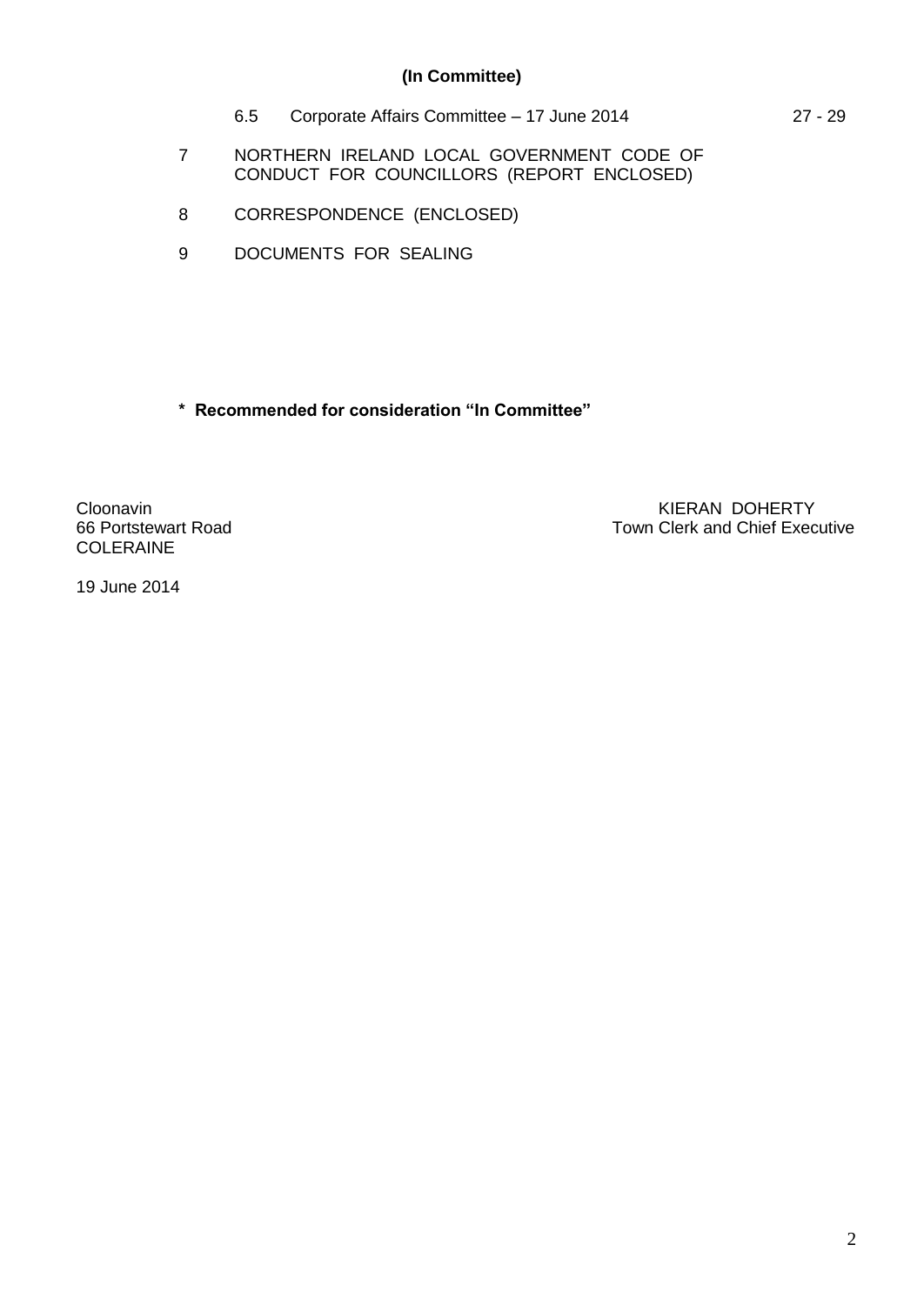**(In Committee)**

6.5 Corporate Affairs Committee – 17 June 2014 27 - 29

7 NORTHERN IRELAND LOCAL GOVERNMENT CODE OF CONDUCT FOR COUNCILLORS (REPORT ENCLOSED)

8 CORRESPONDENCE (ENCLOSED)

9 DOCUMENTS FOR SEALING

**\* Recommended for consideration "In Committee"**

Cloonavin
66 Portstewart Road
COLERAINE

KIERAN DOHERTY
Town Clerk and Chief Executive

19 June 2014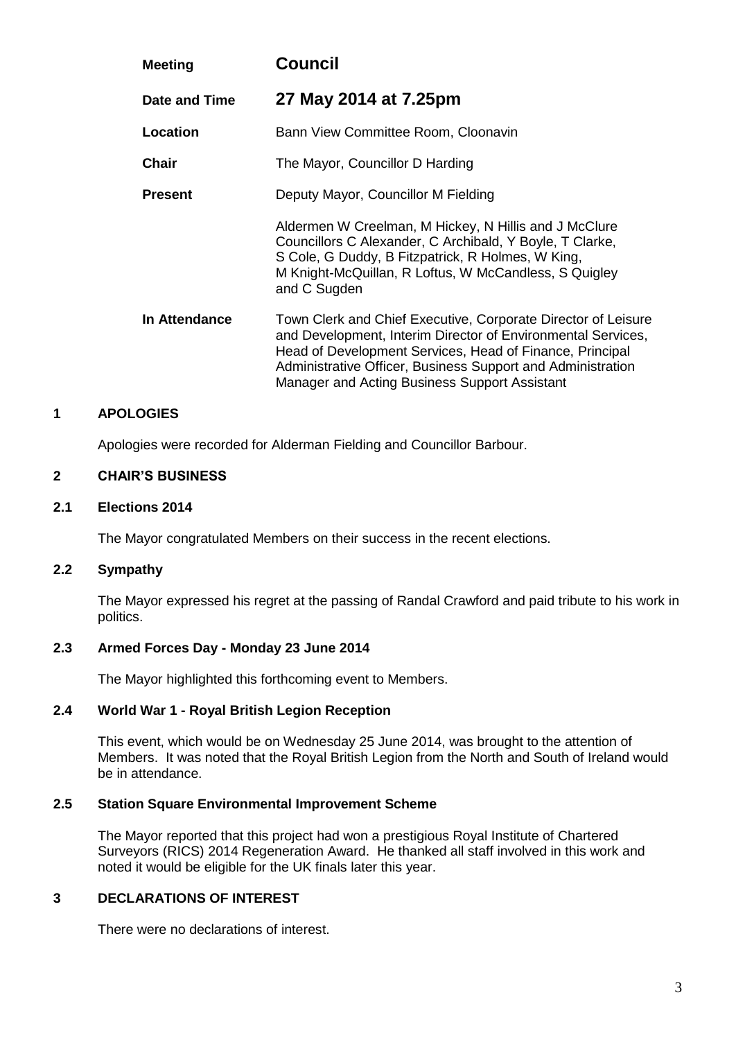| | |
|---|---|
| **Meeting** | **Council** |
| **Date and Time** | **27 May 2014 at 7.25pm** |
| **Location** | Bann View Committee Room, Cloonavin |
| **Chair** | The Mayor, Councillor D Harding |
| **Present** | Deputy Mayor, Councillor M Fielding<br><br>Aldermen W Creelman, M Hickey, N Hillis and J McClure Councillors C Alexander, C Archibald, Y Boyle, T Clarke, S Cole, G Duddy, B Fitzpatrick, R Holmes, W King, M Knight-McQuillan, R Loftus, W McCandless, S Quigley and C Sugden |
| **In Attendance** | Town Clerk and Chief Executive, Corporate Director of Leisure and Development, Interim Director of Environmental Services, Head of Development Services, Head of Finance, Principal Administrative Officer, Business Support and Administration Manager and Acting Business Support Assistant |

## 1 APOLOGIES

Apologies were recorded for Alderman Fielding and Councillor Barbour.

## 2 CHAIR'S BUSINESS

### 2.1 Elections 2014

The Mayor congratulated Members on their success in the recent elections.

### 2.2 Sympathy

The Mayor expressed his regret at the passing of Randal Crawford and paid tribute to his work in politics.

### 2.3 Armed Forces Day - Monday 23 June 2014

The Mayor highlighted this forthcoming event to Members.

### 2.4 World War 1 - Royal British Legion Reception

This event, which would be on Wednesday 25 June 2014, was brought to the attention of Members. It was noted that the Royal British Legion from the North and South of Ireland would be in attendance.

### 2.5 Station Square Environmental Improvement Scheme

The Mayor reported that this project had won a prestigious Royal Institute of Chartered Surveyors (RICS) 2014 Regeneration Award. He thanked all staff involved in this work and noted it would be eligible for the UK finals later this year.

## 3 DECLARATIONS OF INTEREST

There were no declarations of interest.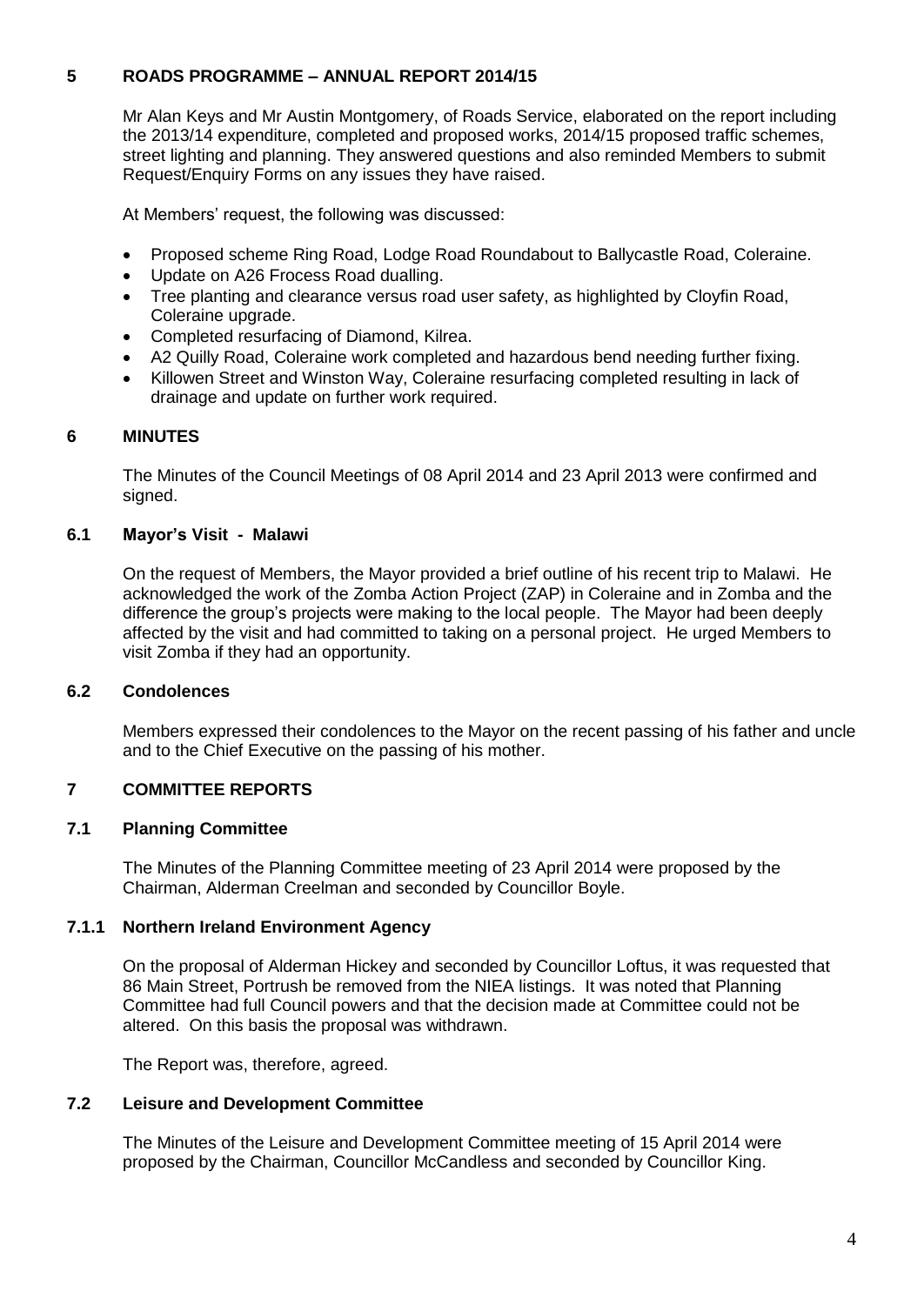## 5 ROADS PROGRAMME – ANNUAL REPORT 2014/15

Mr Alan Keys and Mr Austin Montgomery, of Roads Service, elaborated on the report including the 2013/14 expenditure, completed and proposed works, 2014/15 proposed traffic schemes, street lighting and planning. They answered questions and also reminded Members to submit Request/Enquiry Forms on any issues they have raised.

At Members' request, the following was discussed:

- Proposed scheme Ring Road, Lodge Road Roundabout to Ballycastle Road, Coleraine.
- Update on A26 Frocess Road dualling.
- Tree planting and clearance versus road user safety, as highlighted by Cloyfin Road, Coleraine upgrade.
- Completed resurfacing of Diamond, Kilrea.
- A2 Quilly Road, Coleraine work completed and hazardous bend needing further fixing.
- Killowen Street and Winston Way, Coleraine resurfacing completed resulting in lack of drainage and update on further work required.

## 6 MINUTES

The Minutes of the Council Meetings of 08 April 2014 and 23 April 2013 were confirmed and signed.

### 6.1 Mayor's Visit - Malawi

On the request of Members, the Mayor provided a brief outline of his recent trip to Malawi. He acknowledged the work of the Zomba Action Project (ZAP) in Coleraine and in Zomba and the difference the group's projects were making to the local people. The Mayor had been deeply affected by the visit and had committed to taking on a personal project. He urged Members to visit Zomba if they had an opportunity.

### 6.2 Condolences

Members expressed their condolences to the Mayor on the recent passing of his father and uncle and to the Chief Executive on the passing of his mother.

## 7 COMMITTEE REPORTS

### 7.1 Planning Committee

The Minutes of the Planning Committee meeting of 23 April 2014 were proposed by the Chairman, Alderman Creelman and seconded by Councillor Boyle.

#### 7.1.1 Northern Ireland Environment Agency

On the proposal of Alderman Hickey and seconded by Councillor Loftus, it was requested that 86 Main Street, Portrush be removed from the NIEA listings. It was noted that Planning Committee had full Council powers and that the decision made at Committee could not be altered. On this basis the proposal was withdrawn.

The Report was, therefore, agreed.

### 7.2 Leisure and Development Committee

The Minutes of the Leisure and Development Committee meeting of 15 April 2014 were proposed by the Chairman, Councillor McCandless and seconded by Councillor King.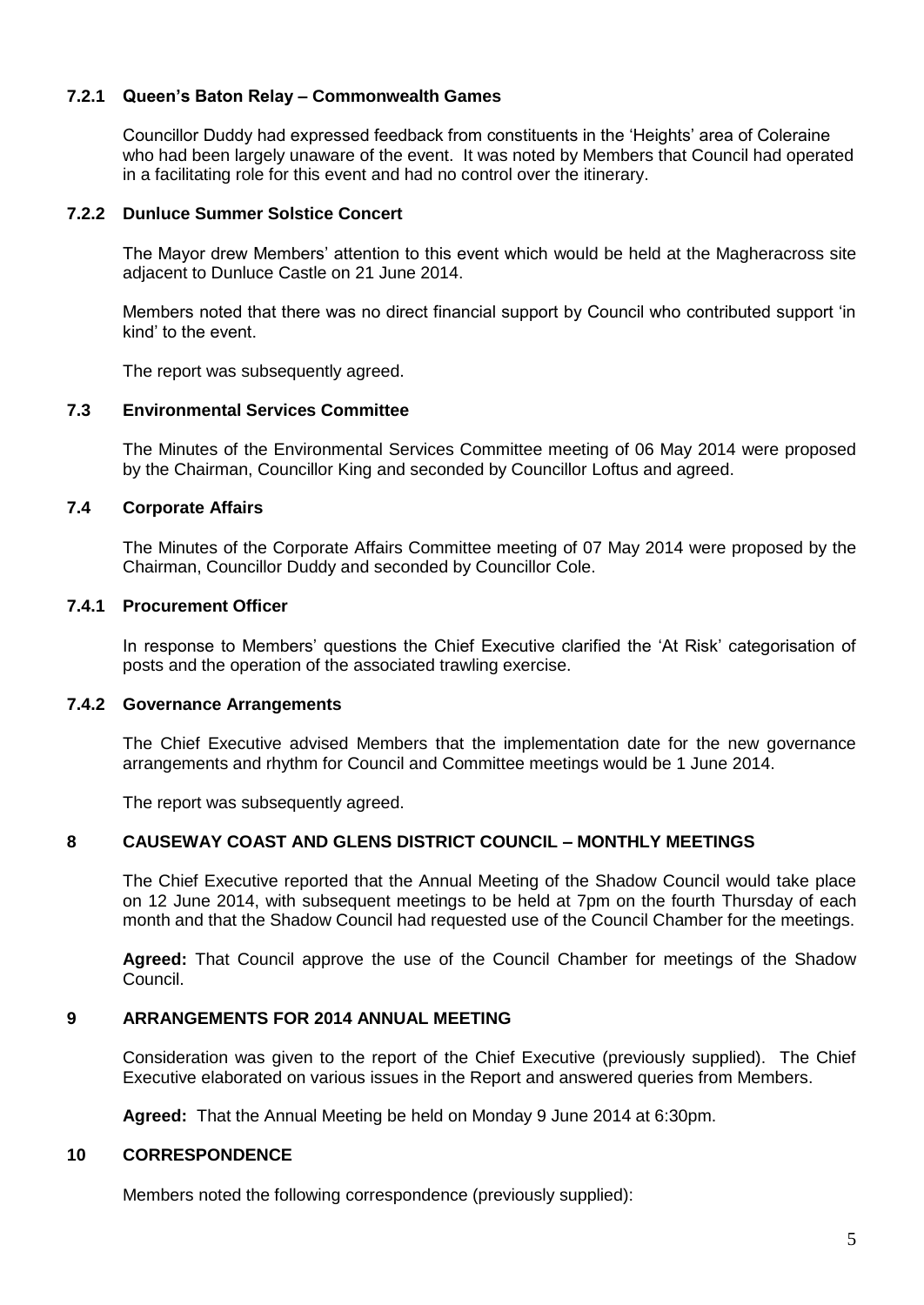### 7.2.1 Queen's Baton Relay – Commonwealth Games

Councillor Duddy had expressed feedback from constituents in the 'Heights' area of Coleraine who had been largely unaware of the event. It was noted by Members that Council had operated in a facilitating role for this event and had no control over the itinerary.

### 7.2.2 Dunluce Summer Solstice Concert

The Mayor drew Members' attention to this event which would be held at the Magheracross site adjacent to Dunluce Castle on 21 June 2014.

Members noted that there was no direct financial support by Council who contributed support 'in kind' to the event.

The report was subsequently agreed.

### 7.3 Environmental Services Committee

The Minutes of the Environmental Services Committee meeting of 06 May 2014 were proposed by the Chairman, Councillor King and seconded by Councillor Loftus and agreed.

### 7.4 Corporate Affairs

The Minutes of the Corporate Affairs Committee meeting of 07 May 2014 were proposed by the Chairman, Councillor Duddy and seconded by Councillor Cole.

### 7.4.1 Procurement Officer

In response to Members' questions the Chief Executive clarified the 'At Risk' categorisation of posts and the operation of the associated trawling exercise.

### 7.4.2 Governance Arrangements

The Chief Executive advised Members that the implementation date for the new governance arrangements and rhythm for Council and Committee meetings would be 1 June 2014.

The report was subsequently agreed.

## 8 CAUSEWAY COAST AND GLENS DISTRICT COUNCIL – MONTHLY MEETINGS

The Chief Executive reported that the Annual Meeting of the Shadow Council would take place on 12 June 2014, with subsequent meetings to be held at 7pm on the fourth Thursday of each month and that the Shadow Council had requested use of the Council Chamber for the meetings.

**Agreed:** That Council approve the use of the Council Chamber for meetings of the Shadow Council.

## 9 ARRANGEMENTS FOR 2014 ANNUAL MEETING

Consideration was given to the report of the Chief Executive (previously supplied). The Chief Executive elaborated on various issues in the Report and answered queries from Members.

**Agreed:** That the Annual Meeting be held on Monday 9 June 2014 at 6:30pm.

## 10 CORRESPONDENCE

Members noted the following correspondence (previously supplied):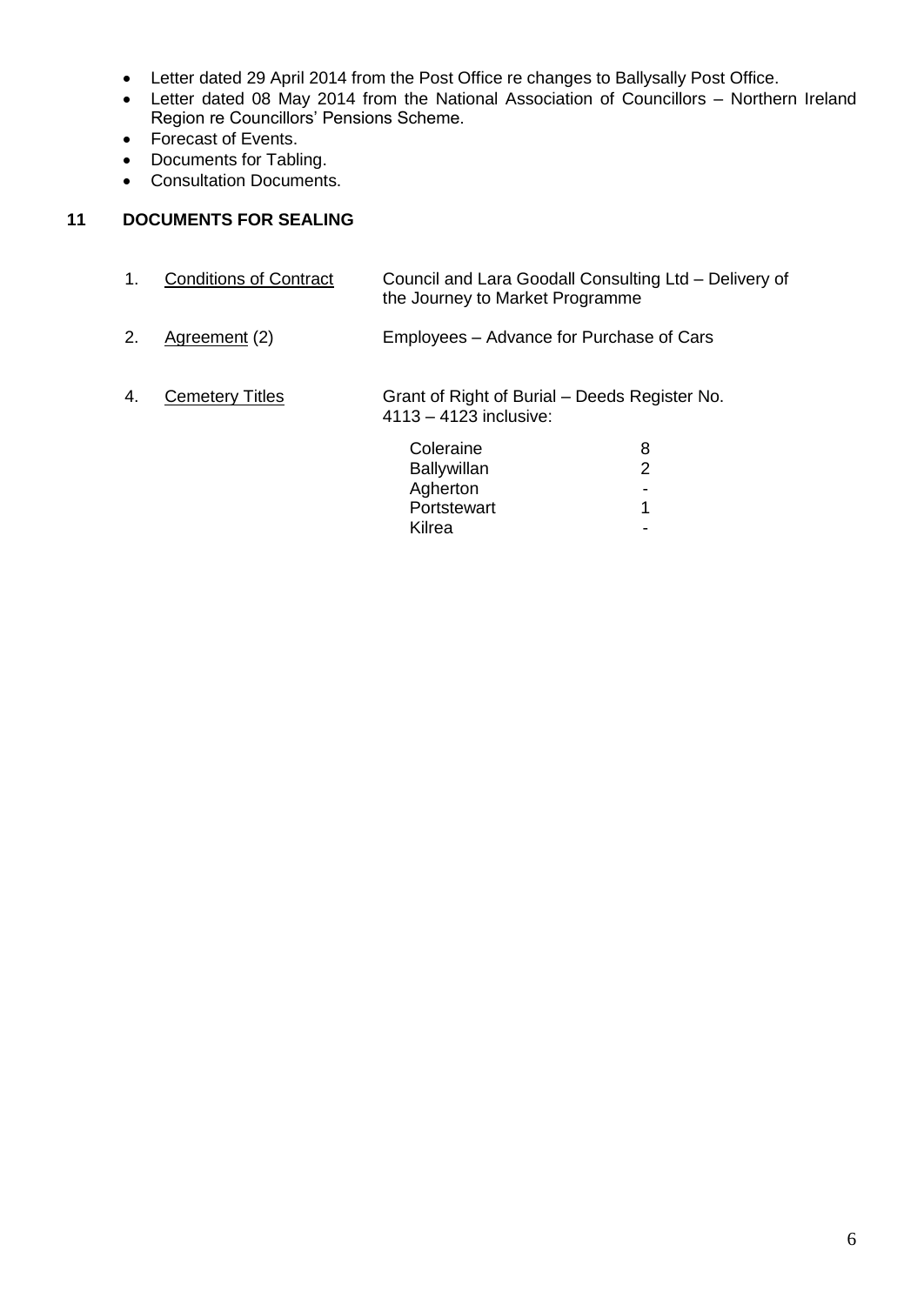- Letter dated 29 April 2014 from the Post Office re changes to Ballysally Post Office.
- Letter dated 08 May 2014 from the National Association of Councillors – Northern Ireland Region re Councillors' Pensions Scheme.
- Forecast of Events.
- Documents for Tabling.
- Consultation Documents.

## 11 DOCUMENTS FOR SEALING

1. Conditions of Contract — Council and Lara Goodall Consulting Ltd – Delivery of the Journey to Market Programme

2. Agreement (2) — Employees – Advance for Purchase of Cars

4. Cemetery Titles — Grant of Right of Burial – Deeds Register No. 4113 – 4123 inclusive:

| | |
|---|---|
| Coleraine | 8 |
| Ballywillan | 2 |
| Agherton | - |
| Portstewart | 1 |
| Kilrea | - |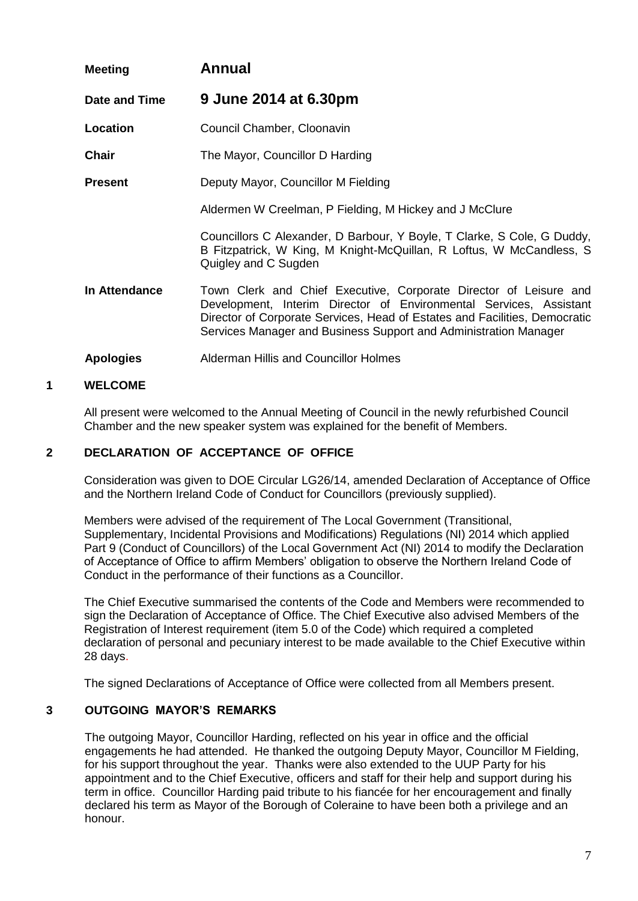| | |
|---|---|
| **Meeting** | **Annual** |
| **Date and Time** | **9 June 2014 at 6.30pm** |
| **Location** | Council Chamber, Cloonavin |
| **Chair** | The Mayor, Councillor D Harding |
| **Present** | Deputy Mayor, Councillor M Fielding |
| | Aldermen W Creelman, P Fielding, M Hickey and J McClure |
| | Councillors C Alexander, D Barbour, Y Boyle, T Clarke, S Cole, G Duddy, B Fitzpatrick, W King, M Knight-McQuillan, R Loftus, W McCandless, S Quigley and C Sugden |
| **In Attendance** | Town Clerk and Chief Executive, Corporate Director of Leisure and Development, Interim Director of Environmental Services, Assistant Director of Corporate Services, Head of Estates and Facilities, Democratic Services Manager and Business Support and Administration Manager |
| **Apologies** | Alderman Hillis and Councillor Holmes |

## 1 WELCOME

All present were welcomed to the Annual Meeting of Council in the newly refurbished Council Chamber and the new speaker system was explained for the benefit of Members.

## 2 DECLARATION OF ACCEPTANCE OF OFFICE

Consideration was given to DOE Circular LG26/14, amended Declaration of Acceptance of Office and the Northern Ireland Code of Conduct for Councillors (previously supplied).

Members were advised of the requirement of The Local Government (Transitional, Supplementary, Incidental Provisions and Modifications) Regulations (NI) 2014 which applied Part 9 (Conduct of Councillors) of the Local Government Act (NI) 2014 to modify the Declaration of Acceptance of Office to affirm Members' obligation to observe the Northern Ireland Code of Conduct in the performance of their functions as a Councillor.

The Chief Executive summarised the contents of the Code and Members were recommended to sign the Declaration of Acceptance of Office. The Chief Executive also advised Members of the Registration of Interest requirement (item 5.0 of the Code) which required a completed declaration of personal and pecuniary interest to be made available to the Chief Executive within 28 days.

The signed Declarations of Acceptance of Office were collected from all Members present.

## 3 OUTGOING MAYOR'S REMARKS

The outgoing Mayor, Councillor Harding, reflected on his year in office and the official engagements he had attended. He thanked the outgoing Deputy Mayor, Councillor M Fielding, for his support throughout the year. Thanks were also extended to the UUP Party for his appointment and to the Chief Executive, officers and staff for their help and support during his term in office. Councillor Harding paid tribute to his fiancée for her encouragement and finally declared his term as Mayor of the Borough of Coleraine to have been both a privilege and an honour.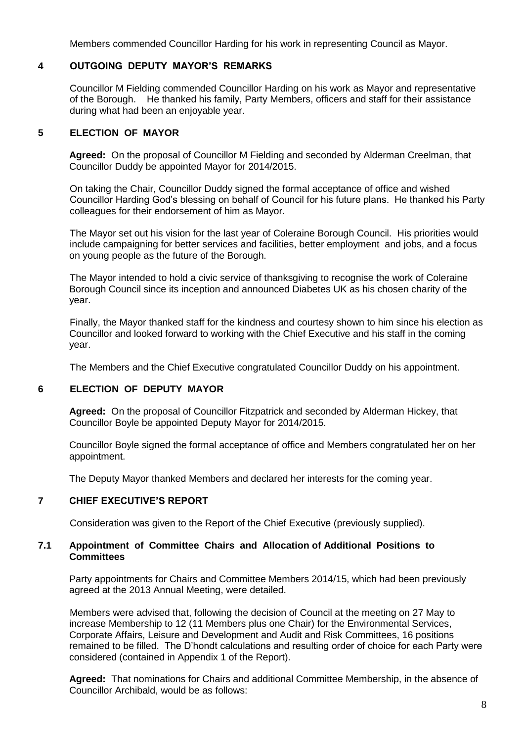Members commended Councillor Harding for his work in representing Council as Mayor.

## 4 OUTGOING DEPUTY MAYOR'S REMARKS

Councillor M Fielding commended Councillor Harding on his work as Mayor and representative of the Borough. He thanked his family, Party Members, officers and staff for their assistance during what had been an enjoyable year.

## 5 ELECTION OF MAYOR

**Agreed:** On the proposal of Councillor M Fielding and seconded by Alderman Creelman, that Councillor Duddy be appointed Mayor for 2014/2015.

On taking the Chair, Councillor Duddy signed the formal acceptance of office and wished Councillor Harding God's blessing on behalf of Council for his future plans. He thanked his Party colleagues for their endorsement of him as Mayor.

The Mayor set out his vision for the last year of Coleraine Borough Council. His priorities would include campaigning for better services and facilities, better employment and jobs, and a focus on young people as the future of the Borough.

The Mayor intended to hold a civic service of thanksgiving to recognise the work of Coleraine Borough Council since its inception and announced Diabetes UK as his chosen charity of the year.

Finally, the Mayor thanked staff for the kindness and courtesy shown to him since his election as Councillor and looked forward to working with the Chief Executive and his staff in the coming year.

The Members and the Chief Executive congratulated Councillor Duddy on his appointment.

## 6 ELECTION OF DEPUTY MAYOR

**Agreed:** On the proposal of Councillor Fitzpatrick and seconded by Alderman Hickey, that Councillor Boyle be appointed Deputy Mayor for 2014/2015.

Councillor Boyle signed the formal acceptance of office and Members congratulated her on her appointment.

The Deputy Mayor thanked Members and declared her interests for the coming year.

## 7 CHIEF EXECUTIVE'S REPORT

Consideration was given to the Report of the Chief Executive (previously supplied).

### 7.1 Appointment of Committee Chairs and Allocation of Additional Positions to Committees

Party appointments for Chairs and Committee Members 2014/15, which had been previously agreed at the 2013 Annual Meeting, were detailed.

Members were advised that, following the decision of Council at the meeting on 27 May to increase Membership to 12 (11 Members plus one Chair) for the Environmental Services, Corporate Affairs, Leisure and Development and Audit and Risk Committees, 16 positions remained to be filled. The D'hondt calculations and resulting order of choice for each Party were considered (contained in Appendix 1 of the Report).

**Agreed:** That nominations for Chairs and additional Committee Membership, in the absence of Councillor Archibald, would be as follows: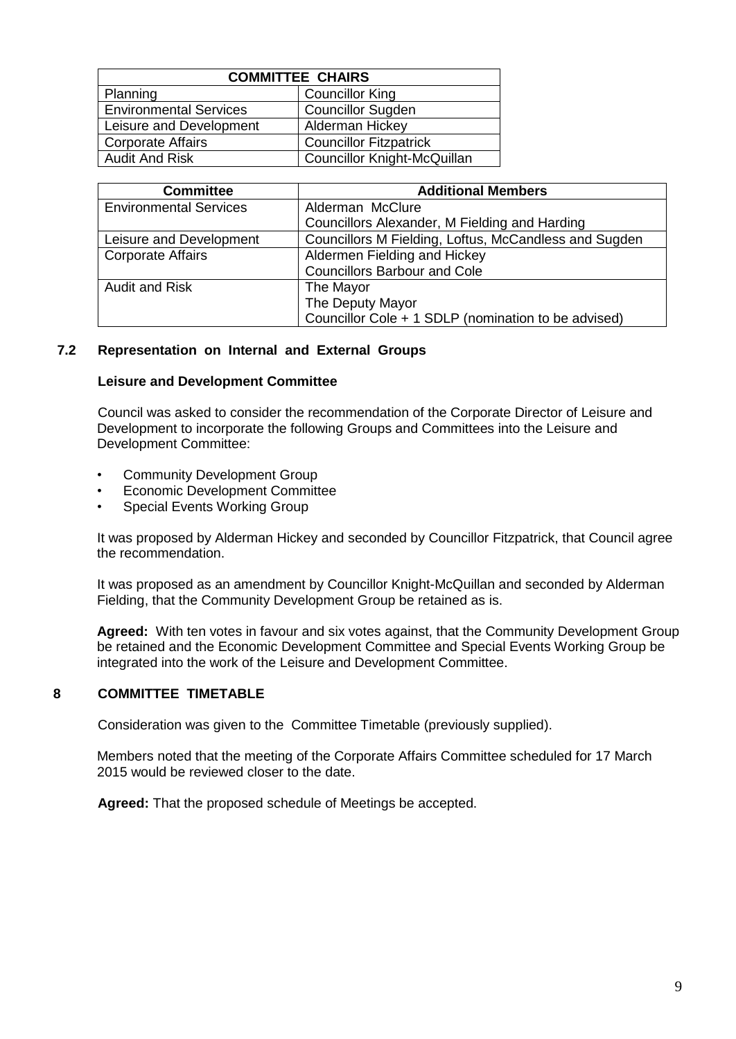| COMMITTEE CHAIRS | |
|---|---|
| Planning | Councillor King |
| Environmental Services | Councillor Sugden |
| Leisure and Development | Alderman Hickey |
| Corporate Affairs | Councillor Fitzpatrick |
| Audit And Risk | Councillor Knight-McQuillan |

| Committee | Additional Members |
|---|---|
| Environmental Services | Alderman McClure<br>Councillors Alexander, M Fielding and Harding |
| Leisure and Development | Councillors M Fielding, Loftus, McCandless and Sugden |
| Corporate Affairs | Aldermen Fielding and Hickey<br>Councillors Barbour and Cole |
| Audit and Risk | The Mayor<br>The Deputy Mayor<br>Councillor Cole + 1 SDLP (nomination to be advised) |

### 7.2 Representation on Internal and External Groups

**Leisure and Development Committee**

Council was asked to consider the recommendation of the Corporate Director of Leisure and Development to incorporate the following Groups and Committees into the Leisure and Development Committee:

- Community Development Group
- Economic Development Committee
- Special Events Working Group

It was proposed by Alderman Hickey and seconded by Councillor Fitzpatrick, that Council agree the recommendation.

It was proposed as an amendment by Councillor Knight-McQuillan and seconded by Alderman Fielding, that the Community Development Group be retained as is.

**Agreed:** With ten votes in favour and six votes against, that the Community Development Group be retained and the Economic Development Committee and Special Events Working Group be integrated into the work of the Leisure and Development Committee.

## 8 COMMITTEE TIMETABLE

Consideration was given to the Committee Timetable (previously supplied).

Members noted that the meeting of the Corporate Affairs Committee scheduled for 17 March 2015 would be reviewed closer to the date.

**Agreed:** That the proposed schedule of Meetings be accepted.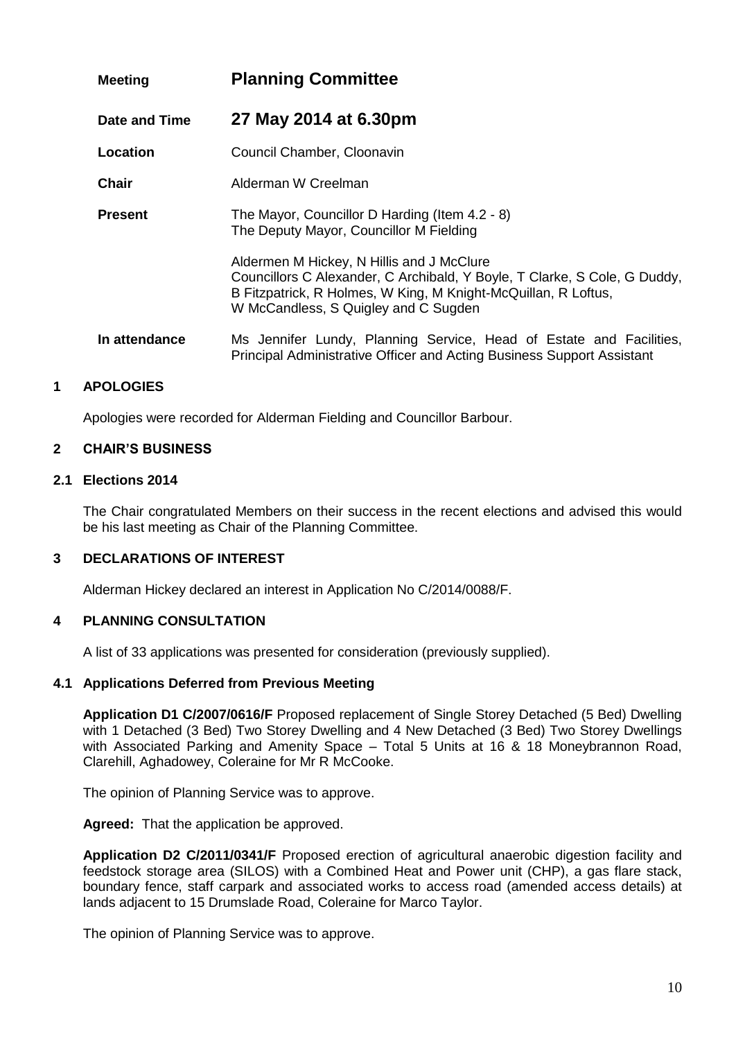| | |
|---|---|
| **Meeting** | **Planning Committee** |
| **Date and Time** | **27 May 2014 at 6.30pm** |
| **Location** | Council Chamber, Cloonavin |
| **Chair** | Alderman W Creelman |
| **Present** | The Mayor, Councillor D Harding (Item 4.2 - 8)<br>The Deputy Mayor, Councillor M Fielding<br><br>Aldermen M Hickey, N Hillis and J McClure<br>Councillors C Alexander, C Archibald, Y Boyle, T Clarke, S Cole, G Duddy, B Fitzpatrick, R Holmes, W King, M Knight-McQuillan, R Loftus, W McCandless, S Quigley and C Sugden |
| **In attendance** | Ms Jennifer Lundy, Planning Service, Head of Estate and Facilities, Principal Administrative Officer and Acting Business Support Assistant |

## 1 APOLOGIES

Apologies were recorded for Alderman Fielding and Councillor Barbour.

## 2 CHAIR'S BUSINESS

### 2.1 Elections 2014

The Chair congratulated Members on their success in the recent elections and advised this would be his last meeting as Chair of the Planning Committee.

## 3 DECLARATIONS OF INTEREST

Alderman Hickey declared an interest in Application No C/2014/0088/F.

## 4 PLANNING CONSULTATION

A list of 33 applications was presented for consideration (previously supplied).

### 4.1 Applications Deferred from Previous Meeting

**Application D1 C/2007/0616/F** Proposed replacement of Single Storey Detached (5 Bed) Dwelling with 1 Detached (3 Bed) Two Storey Dwelling and 4 New Detached (3 Bed) Two Storey Dwellings with Associated Parking and Amenity Space – Total 5 Units at 16 & 18 Moneybrannon Road, Clarehill, Aghadowey, Coleraine for Mr R McCooke.

The opinion of Planning Service was to approve.

**Agreed:** That the application be approved.

**Application D2 C/2011/0341/F** Proposed erection of agricultural anaerobic digestion facility and feedstock storage area (SILOS) with a Combined Heat and Power unit (CHP), a gas flare stack, boundary fence, staff carpark and associated works to access road (amended access details) at lands adjacent to 15 Drumslade Road, Coleraine for Marco Taylor.

The opinion of Planning Service was to approve.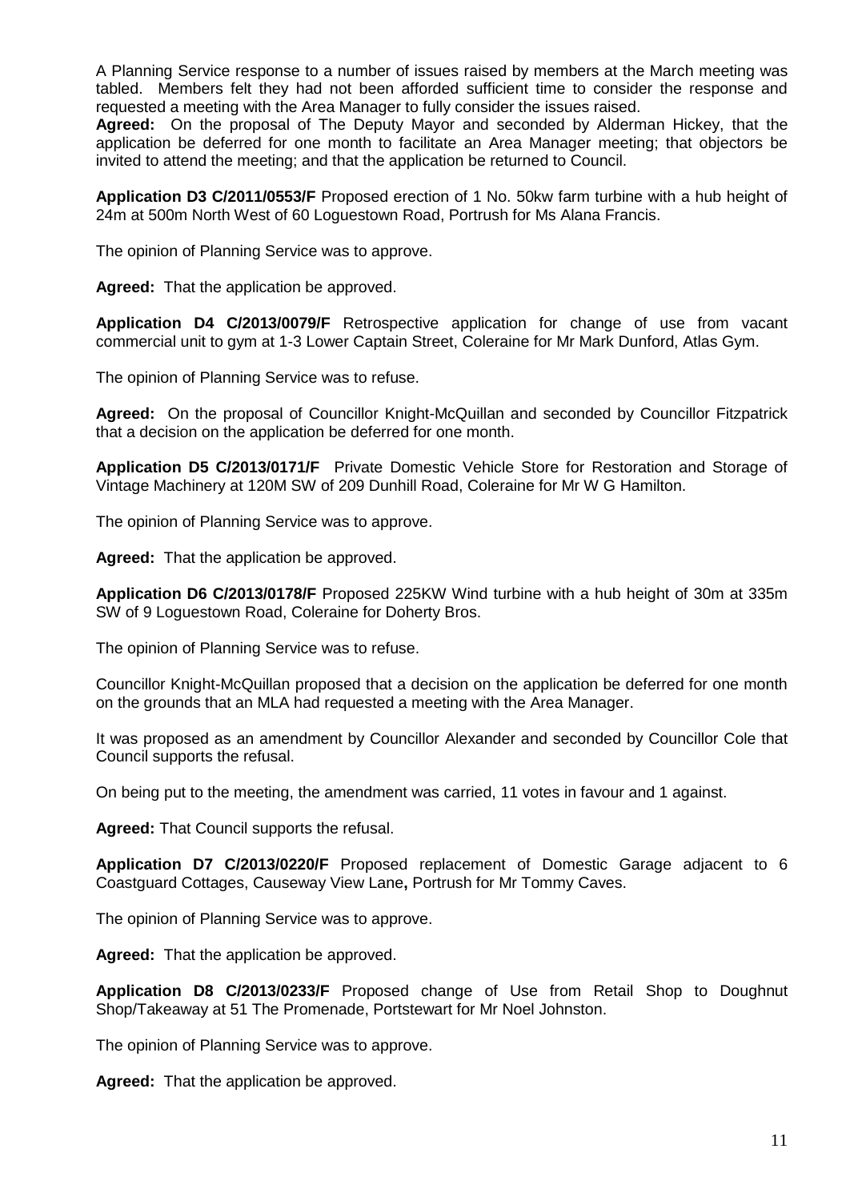A Planning Service response to a number of issues raised by members at the March meeting was tabled. Members felt they had not been afforded sufficient time to consider the response and requested a meeting with the Area Manager to fully consider the issues raised.

**Agreed:** On the proposal of The Deputy Mayor and seconded by Alderman Hickey, that the application be deferred for one month to facilitate an Area Manager meeting; that objectors be invited to attend the meeting; and that the application be returned to Council.

**Application D3 C/2011/0553/F** Proposed erection of 1 No. 50kw farm turbine with a hub height of 24m at 500m North West of 60 Loguestown Road, Portrush for Ms Alana Francis.

The opinion of Planning Service was to approve.

**Agreed:** That the application be approved.

**Application D4 C/2013/0079/F** Retrospective application for change of use from vacant commercial unit to gym at 1-3 Lower Captain Street, Coleraine for Mr Mark Dunford, Atlas Gym.

The opinion of Planning Service was to refuse.

**Agreed:** On the proposal of Councillor Knight-McQuillan and seconded by Councillor Fitzpatrick that a decision on the application be deferred for one month.

**Application D5 C/2013/0171/F** Private Domestic Vehicle Store for Restoration and Storage of Vintage Machinery at 120M SW of 209 Dunhill Road, Coleraine for Mr W G Hamilton.

The opinion of Planning Service was to approve.

**Agreed:** That the application be approved.

**Application D6 C/2013/0178/F** Proposed 225KW Wind turbine with a hub height of 30m at 335m SW of 9 Loguestown Road, Coleraine for Doherty Bros.

The opinion of Planning Service was to refuse.

Councillor Knight-McQuillan proposed that a decision on the application be deferred for one month on the grounds that an MLA had requested a meeting with the Area Manager.

It was proposed as an amendment by Councillor Alexander and seconded by Councillor Cole that Council supports the refusal.

On being put to the meeting, the amendment was carried, 11 votes in favour and 1 against.

**Agreed:** That Council supports the refusal.

**Application D7 C/2013/0220/F** Proposed replacement of Domestic Garage adjacent to 6 Coastguard Cottages, Causeway View Lane**,** Portrush for Mr Tommy Caves.

The opinion of Planning Service was to approve.

**Agreed:** That the application be approved.

**Application D8 C/2013/0233/F** Proposed change of Use from Retail Shop to Doughnut Shop/Takeaway at 51 The Promenade, Portstewart for Mr Noel Johnston.

The opinion of Planning Service was to approve.

**Agreed:** That the application be approved.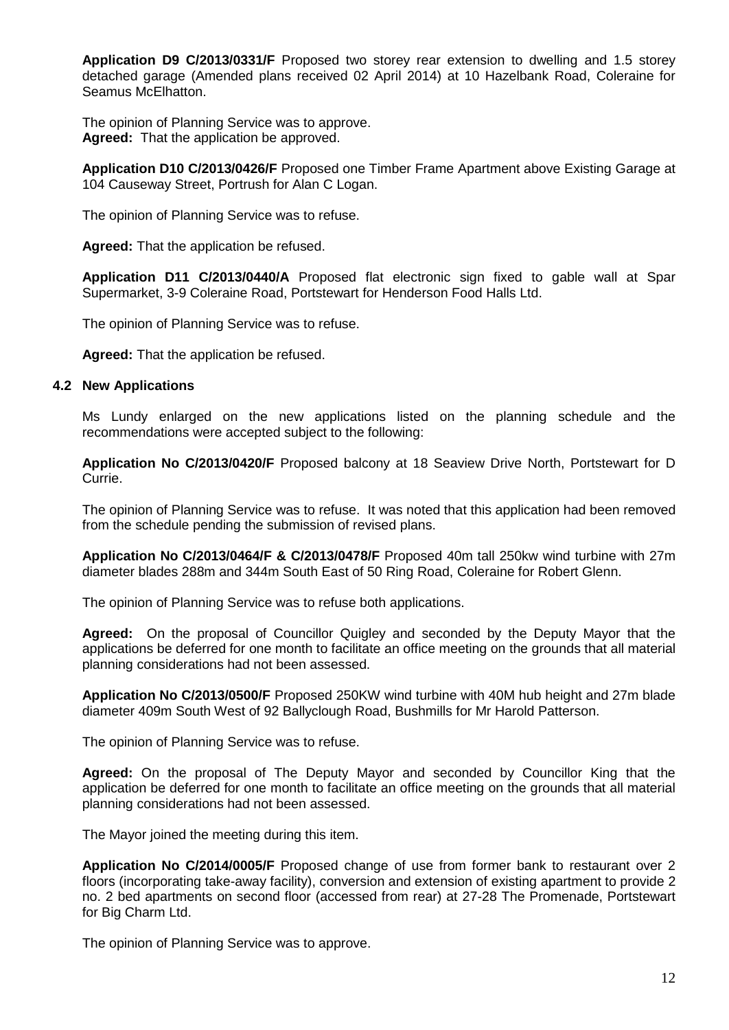**Application D9 C/2013/0331/F** Proposed two storey rear extension to dwelling and 1.5 storey detached garage (Amended plans received 02 April 2014) at 10 Hazelbank Road, Coleraine for Seamus McElhatton.

The opinion of Planning Service was to approve.
**Agreed:** That the application be approved.

**Application D10 C/2013/0426/F** Proposed one Timber Frame Apartment above Existing Garage at 104 Causeway Street, Portrush for Alan C Logan.

The opinion of Planning Service was to refuse.

**Agreed:** That the application be refused.

**Application D11 C/2013/0440/A** Proposed flat electronic sign fixed to gable wall at Spar Supermarket, 3-9 Coleraine Road, Portstewart for Henderson Food Halls Ltd.

The opinion of Planning Service was to refuse.

**Agreed:** That the application be refused.

### 4.2 New Applications

Ms Lundy enlarged on the new applications listed on the planning schedule and the recommendations were accepted subject to the following:

**Application No C/2013/0420/F** Proposed balcony at 18 Seaview Drive North, Portstewart for D Currie.

The opinion of Planning Service was to refuse. It was noted that this application had been removed from the schedule pending the submission of revised plans.

**Application No C/2013/0464/F & C/2013/0478/F** Proposed 40m tall 250kw wind turbine with 27m diameter blades 288m and 344m South East of 50 Ring Road, Coleraine for Robert Glenn.

The opinion of Planning Service was to refuse both applications.

**Agreed:** On the proposal of Councillor Quigley and seconded by the Deputy Mayor that the applications be deferred for one month to facilitate an office meeting on the grounds that all material planning considerations had not been assessed.

**Application No C/2013/0500/F** Proposed 250KW wind turbine with 40M hub height and 27m blade diameter 409m South West of 92 Ballyclough Road, Bushmills for Mr Harold Patterson.

The opinion of Planning Service was to refuse.

**Agreed:** On the proposal of The Deputy Mayor and seconded by Councillor King that the application be deferred for one month to facilitate an office meeting on the grounds that all material planning considerations had not been assessed.

The Mayor joined the meeting during this item.

**Application No C/2014/0005/F** Proposed change of use from former bank to restaurant over 2 floors (incorporating take-away facility), conversion and extension of existing apartment to provide 2 no. 2 bed apartments on second floor (accessed from rear) at 27-28 The Promenade, Portstewart for Big Charm Ltd.

The opinion of Planning Service was to approve.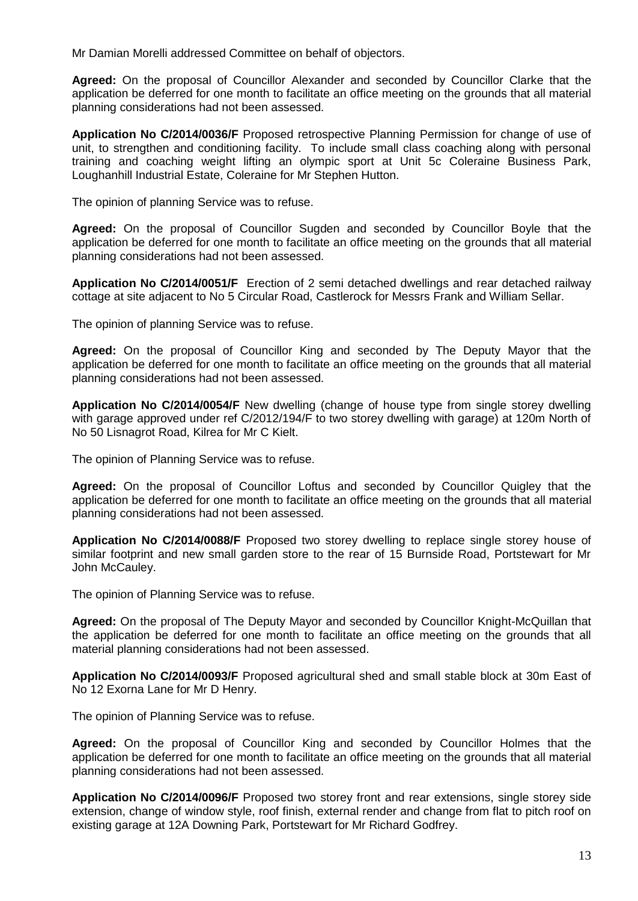Mr Damian Morelli addressed Committee on behalf of objectors.

**Agreed:** On the proposal of Councillor Alexander and seconded by Councillor Clarke that the application be deferred for one month to facilitate an office meeting on the grounds that all material planning considerations had not been assessed.

**Application No C/2014/0036/F** Proposed retrospective Planning Permission for change of use of unit, to strengthen and conditioning facility. To include small class coaching along with personal training and coaching weight lifting an olympic sport at Unit 5c Coleraine Business Park, Loughanhill Industrial Estate, Coleraine for Mr Stephen Hutton.

The opinion of planning Service was to refuse.

**Agreed:** On the proposal of Councillor Sugden and seconded by Councillor Boyle that the application be deferred for one month to facilitate an office meeting on the grounds that all material planning considerations had not been assessed.

**Application No C/2014/0051/F** Erection of 2 semi detached dwellings and rear detached railway cottage at site adjacent to No 5 Circular Road, Castlerock for Messrs Frank and William Sellar.

The opinion of planning Service was to refuse.

**Agreed:** On the proposal of Councillor King and seconded by The Deputy Mayor that the application be deferred for one month to facilitate an office meeting on the grounds that all material planning considerations had not been assessed.

**Application No C/2014/0054/F** New dwelling (change of house type from single storey dwelling with garage approved under ref C/2012/194/F to two storey dwelling with garage) at 120m North of No 50 Lisnagrot Road, Kilrea for Mr C Kielt.

The opinion of Planning Service was to refuse.

**Agreed:** On the proposal of Councillor Loftus and seconded by Councillor Quigley that the application be deferred for one month to facilitate an office meeting on the grounds that all material planning considerations had not been assessed.

**Application No C/2014/0088/F** Proposed two storey dwelling to replace single storey house of similar footprint and new small garden store to the rear of 15 Burnside Road, Portstewart for Mr John McCauley.

The opinion of Planning Service was to refuse.

**Agreed:** On the proposal of The Deputy Mayor and seconded by Councillor Knight-McQuillan that the application be deferred for one month to facilitate an office meeting on the grounds that all material planning considerations had not been assessed.

**Application No C/2014/0093/F** Proposed agricultural shed and small stable block at 30m East of No 12 Exorna Lane for Mr D Henry.

The opinion of Planning Service was to refuse.

**Agreed:** On the proposal of Councillor King and seconded by Councillor Holmes that the application be deferred for one month to facilitate an office meeting on the grounds that all material planning considerations had not been assessed.

**Application No C/2014/0096/F** Proposed two storey front and rear extensions, single storey side extension, change of window style, roof finish, external render and change from flat to pitch roof on existing garage at 12A Downing Park, Portstewart for Mr Richard Godfrey.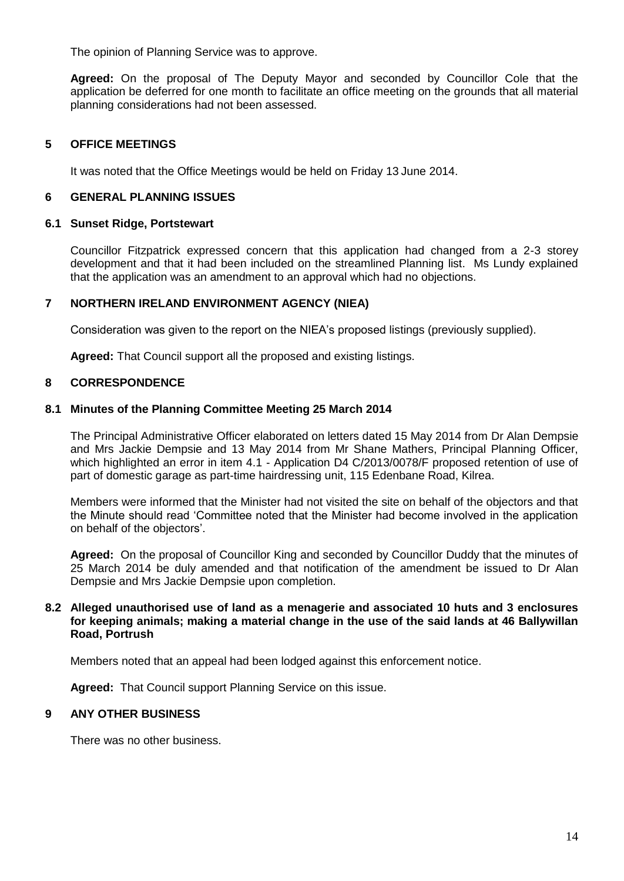The opinion of Planning Service was to approve.

**Agreed:** On the proposal of The Deputy Mayor and seconded by Councillor Cole that the application be deferred for one month to facilitate an office meeting on the grounds that all material planning considerations had not been assessed.

## 5 OFFICE MEETINGS

It was noted that the Office Meetings would be held on Friday 13 June 2014.

## 6 GENERAL PLANNING ISSUES

### 6.1 Sunset Ridge, Portstewart

Councillor Fitzpatrick expressed concern that this application had changed from a 2-3 storey development and that it had been included on the streamlined Planning list. Ms Lundy explained that the application was an amendment to an approval which had no objections.

## 7 NORTHERN IRELAND ENVIRONMENT AGENCY (NIEA)

Consideration was given to the report on the NIEA's proposed listings (previously supplied).

**Agreed:** That Council support all the proposed and existing listings.

## 8 CORRESPONDENCE

### 8.1 Minutes of the Planning Committee Meeting 25 March 2014

The Principal Administrative Officer elaborated on letters dated 15 May 2014 from Dr Alan Dempsie and Mrs Jackie Dempsie and 13 May 2014 from Mr Shane Mathers, Principal Planning Officer, which highlighted an error in item 4.1 - Application D4 C/2013/0078/F proposed retention of use of part of domestic garage as part-time hairdressing unit, 115 Edenbane Road, Kilrea.

Members were informed that the Minister had not visited the site on behalf of the objectors and that the Minute should read 'Committee noted that the Minister had become involved in the application on behalf of the objectors'.

**Agreed:** On the proposal of Councillor King and seconded by Councillor Duddy that the minutes of 25 March 2014 be duly amended and that notification of the amendment be issued to Dr Alan Dempsie and Mrs Jackie Dempsie upon completion.

### 8.2 Alleged unauthorised use of land as a menagerie and associated 10 huts and 3 enclosures for keeping animals; making a material change in the use of the said lands at 46 Ballywillan Road, Portrush

Members noted that an appeal had been lodged against this enforcement notice.

**Agreed:** That Council support Planning Service on this issue.

## 9 ANY OTHER BUSINESS

There was no other business.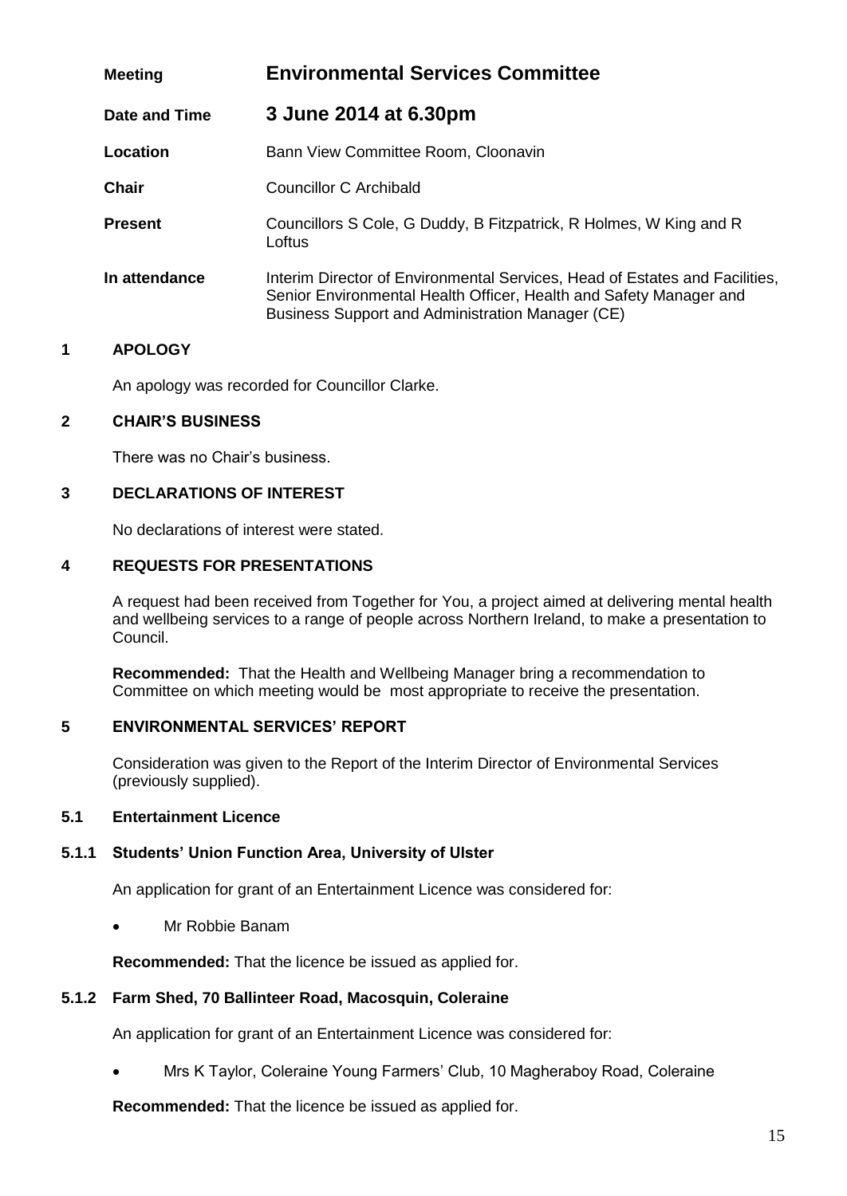| | |
|---|---|
| **Meeting** | **Environmental Services Committee** |
| **Date and Time** | **3 June 2014 at 6.30pm** |
| **Location** | Bann View Committee Room, Cloonavin |
| **Chair** | Councillor C Archibald |
| **Present** | Councillors S Cole, G Duddy, B Fitzpatrick, R Holmes, W King and R Loftus |
| **In attendance** | Interim Director of Environmental Services, Head of Estates and Facilities, Senior Environmental Health Officer, Health and Safety Manager and Business Support and Administration Manager (CE) |

## 1 APOLOGY

An apology was recorded for Councillor Clarke.

## 2 CHAIR'S BUSINESS

There was no Chair's business.

## 3 DECLARATIONS OF INTEREST

No declarations of interest were stated.

## 4 REQUESTS FOR PRESENTATIONS

A request had been received from Together for You, a project aimed at delivering mental health and wellbeing services to a range of people across Northern Ireland, to make a presentation to Council.

**Recommended:** That the Health and Wellbeing Manager bring a recommendation to Committee on which meeting would be most appropriate to receive the presentation.

## 5 ENVIRONMENTAL SERVICES' REPORT

Consideration was given to the Report of the Interim Director of Environmental Services (previously supplied).

### 5.1 Entertainment Licence

#### 5.1.1 Students' Union Function Area, University of Ulster

An application for grant of an Entertainment Licence was considered for:

- Mr Robbie Banam

**Recommended:** That the licence be issued as applied for.

#### 5.1.2 Farm Shed, 70 Ballinteer Road, Macosquin, Coleraine

An application for grant of an Entertainment Licence was considered for:

- Mrs K Taylor, Coleraine Young Farmers' Club, 10 Magheraboy Road, Coleraine

**Recommended:** That the licence be issued as applied for.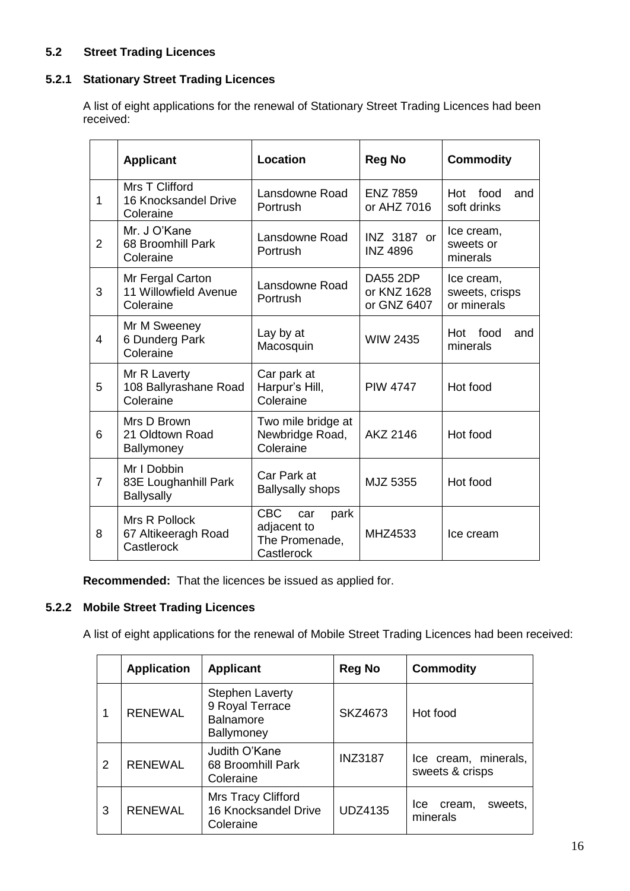### 5.2 Street Trading Licences

#### 5.2.1 Stationary Street Trading Licences

A list of eight applications for the renewal of Stationary Street Trading Licences had been received:

| | Applicant | Location | Reg No | Commodity |
|---|---|---|---|---|
| 1 | Mrs T Clifford<br>16 Knocksandel Drive<br>Coleraine | Lansdowne Road Portrush | ENZ 7859 or AHZ 7016 | Hot food and soft drinks |
| 2 | Mr. J O'Kane<br>68 Broomhill Park<br>Coleraine | Lansdowne Road Portrush | INZ 3187 or INZ 4896 | Ice cream, sweets or minerals |
| 3 | Mr Fergal Carton<br>11 Willowfield Avenue<br>Coleraine | Lansdowne Road Portrush | DA55 2DP or KNZ 1628 or GNZ 6407 | Ice cream, sweets, crisps or minerals |
| 4 | Mr M Sweeney<br>6 Dunderg Park<br>Coleraine | Lay by at Macosquin | WIW 2435 | Hot food and minerals |
| 5 | Mr R Laverty<br>108 Ballyrashane Road<br>Coleraine | Car park at Harpur's Hill, Coleraine | PIW 4747 | Hot food |
| 6 | Mrs D Brown<br>21 Oldtown Road<br>Ballymoney | Two mile bridge at Newbridge Road, Coleraine | AKZ 2146 | Hot food |
| 7 | Mr I Dobbin<br>83E Loughanhill Park<br>Ballysally | Car Park at Ballysally shops | MJZ 5355 | Hot food |
| 8 | Mrs R Pollock<br>67 Altikeeragh Road<br>Castlerock | CBC car park adjacent to The Promenade, Castlerock | MHZ4533 | Ice cream |

**Recommended:** That the licences be issued as applied for.

#### 5.2.2 Mobile Street Trading Licences

A list of eight applications for the renewal of Mobile Street Trading Licences had been received:

| | Application | Applicant | Reg No | Commodity |
|---|---|---|---|---|
| 1 | RENEWAL | Stephen Laverty<br>9 Royal Terrace<br>Balnamore<br>Ballymoney | SKZ4673 | Hot food |
| 2 | RENEWAL | Judith O'Kane<br>68 Broomhill Park<br>Coleraine | INZ3187 | Ice cream, minerals, sweets & crisps |
| 3 | RENEWAL | Mrs Tracy Clifford<br>16 Knocksandel Drive<br>Coleraine | UDZ4135 | Ice cream, sweets, minerals |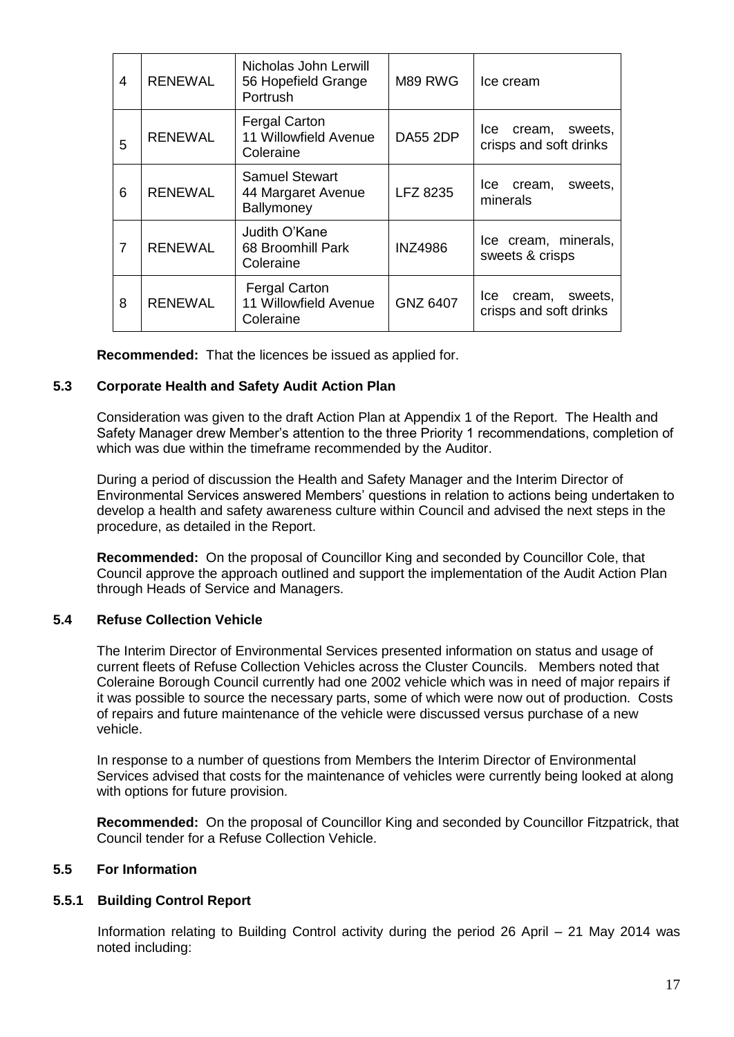| 4 | RENEWAL | Nicholas John Lerwill<br>56 Hopefield Grange<br>Portrush | M89 RWG | Ice cream |
|---|---|---|---|---|
| 5 | RENEWAL | Fergal Carton<br>11 Willowfield Avenue<br>Coleraine | DA55 2DP | Ice cream, sweets, crisps and soft drinks |
| 6 | RENEWAL | Samuel Stewart<br>44 Margaret Avenue<br>Ballymoney | LFZ 8235 | Ice cream, sweets, minerals |
| 7 | RENEWAL | Judith O'Kane<br>68 Broomhill Park<br>Coleraine | INZ4986 | Ice cream, minerals, sweets & crisps |
| 8 | RENEWAL | Fergal Carton<br>11 Willowfield Avenue<br>Coleraine | GNZ 6407 | Ice cream, sweets, crisps and soft drinks |

**Recommended:** That the licences be issued as applied for.

### 5.3 Corporate Health and Safety Audit Action Plan

Consideration was given to the draft Action Plan at Appendix 1 of the Report. The Health and Safety Manager drew Member's attention to the three Priority 1 recommendations, completion of which was due within the timeframe recommended by the Auditor.

During a period of discussion the Health and Safety Manager and the Interim Director of Environmental Services answered Members' questions in relation to actions being undertaken to develop a health and safety awareness culture within Council and advised the next steps in the procedure, as detailed in the Report.

**Recommended:** On the proposal of Councillor King and seconded by Councillor Cole, that Council approve the approach outlined and support the implementation of the Audit Action Plan through Heads of Service and Managers.

### 5.4 Refuse Collection Vehicle

The Interim Director of Environmental Services presented information on status and usage of current fleets of Refuse Collection Vehicles across the Cluster Councils. Members noted that Coleraine Borough Council currently had one 2002 vehicle which was in need of major repairs if it was possible to source the necessary parts, some of which were now out of production. Costs of repairs and future maintenance of the vehicle were discussed versus purchase of a new vehicle.

In response to a number of questions from Members the Interim Director of Environmental Services advised that costs for the maintenance of vehicles were currently being looked at along with options for future provision.

**Recommended:** On the proposal of Councillor King and seconded by Councillor Fitzpatrick, that Council tender for a Refuse Collection Vehicle.

### 5.5 For Information

#### 5.5.1 Building Control Report

Information relating to Building Control activity during the period 26 April – 21 May 2014 was noted including: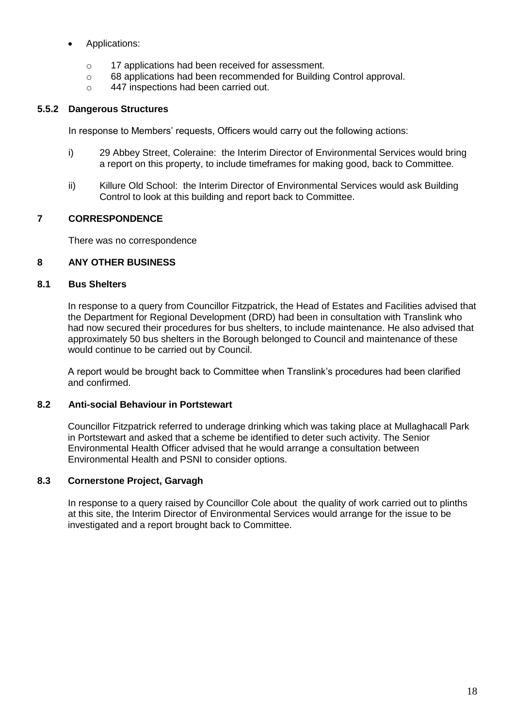- Applications:
    - 17 applications had been received for assessment.
    - 68 applications had been recommended for Building Control approval.
    - 447 inspections had been carried out.

### 5.5.2 Dangerous Structures

In response to Members' requests, Officers would carry out the following actions:

i) 29 Abbey Street, Coleraine: the Interim Director of Environmental Services would bring a report on this property, to include timeframes for making good, back to Committee.

ii) Killure Old School: the Interim Director of Environmental Services would ask Building Control to look at this building and report back to Committee.

## 7 CORRESPONDENCE

There was no correspondence

## 8 ANY OTHER BUSINESS

### 8.1 Bus Shelters

In response to a query from Councillor Fitzpatrick, the Head of Estates and Facilities advised that the Department for Regional Development (DRD) had been in consultation with Translink who had now secured their procedures for bus shelters, to include maintenance. He also advised that approximately 50 bus shelters in the Borough belonged to Council and maintenance of these would continue to be carried out by Council.

A report would be brought back to Committee when Translink's procedures had been clarified and confirmed.

### 8.2 Anti-social Behaviour in Portstewart

Councillor Fitzpatrick referred to underage drinking which was taking place at Mullaghacall Park in Portstewart and asked that a scheme be identified to deter such activity. The Senior Environmental Health Officer advised that he would arrange a consultation between Environmental Health and PSNI to consider options.

### 8.3 Cornerstone Project, Garvagh

In response to a query raised by Councillor Cole about the quality of work carried out to plinths at this site, the Interim Director of Environmental Services would arrange for the issue to be investigated and a report brought back to Committee.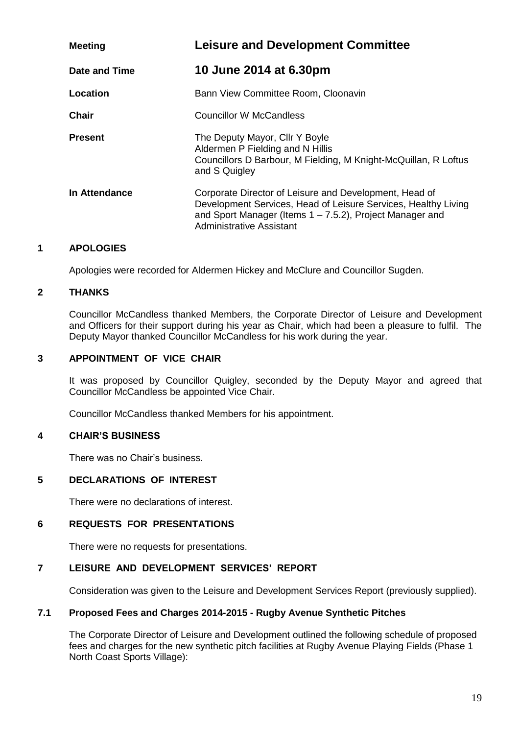| | |
|---|---|
| **Meeting** | **Leisure and Development Committee** |
| **Date and Time** | **10 June 2014 at 6.30pm** |
| **Location** | Bann View Committee Room, Cloonavin |
| **Chair** | Councillor W McCandless |
| **Present** | The Deputy Mayor, Cllr Y Boyle<br>Aldermen P Fielding and N Hillis<br>Councillors D Barbour, M Fielding, M Knight-McQuillan, R Loftus and S Quigley |
| **In Attendance** | Corporate Director of Leisure and Development, Head of Development Services, Head of Leisure Services, Healthy Living and Sport Manager (Items 1 – 7.5.2), Project Manager and Administrative Assistant |

## 1 APOLOGIES

Apologies were recorded for Aldermen Hickey and McClure and Councillor Sugden.

## 2 THANKS

Councillor McCandless thanked Members, the Corporate Director of Leisure and Development and Officers for their support during his year as Chair, which had been a pleasure to fulfil. The Deputy Mayor thanked Councillor McCandless for his work during the year.

## 3 APPOINTMENT OF VICE CHAIR

It was proposed by Councillor Quigley, seconded by the Deputy Mayor and agreed that Councillor McCandless be appointed Vice Chair.

Councillor McCandless thanked Members for his appointment.

## 4 CHAIR'S BUSINESS

There was no Chair's business.

## 5 DECLARATIONS OF INTEREST

There were no declarations of interest.

## 6 REQUESTS FOR PRESENTATIONS

There were no requests for presentations.

## 7 LEISURE AND DEVELOPMENT SERVICES' REPORT

Consideration was given to the Leisure and Development Services Report (previously supplied).

### 7.1 Proposed Fees and Charges 2014-2015 - Rugby Avenue Synthetic Pitches

The Corporate Director of Leisure and Development outlined the following schedule of proposed fees and charges for the new synthetic pitch facilities at Rugby Avenue Playing Fields (Phase 1 North Coast Sports Village):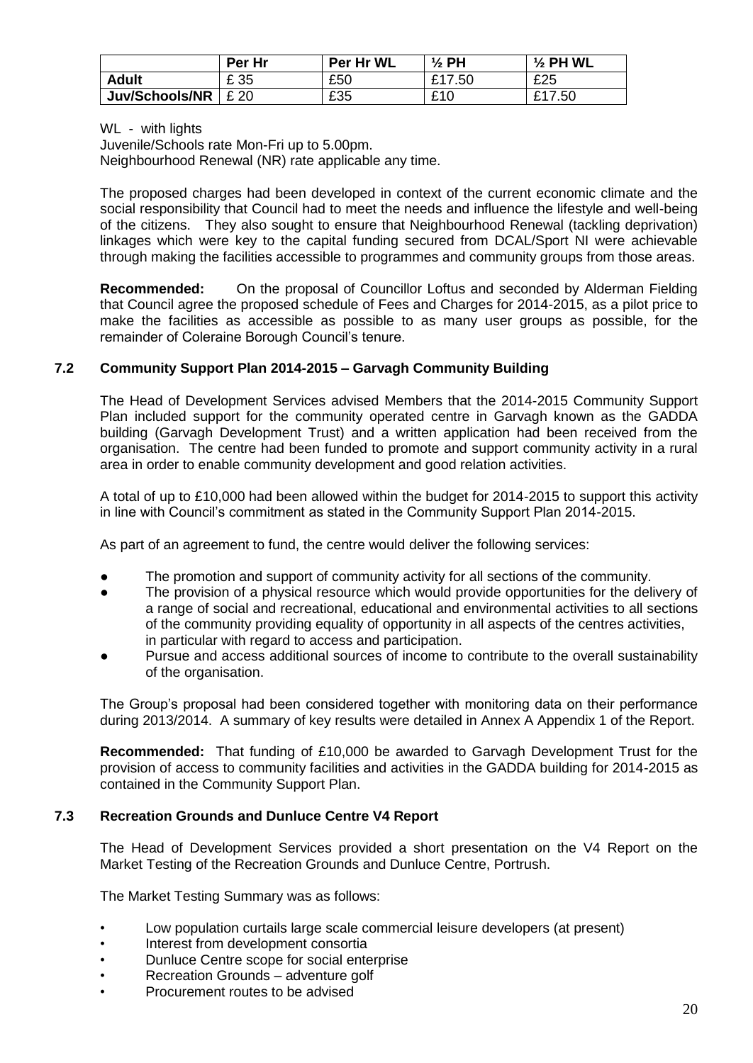| | Per Hr | Per Hr WL | ½ PH | ½ PH WL |
|---|---|---|---|---|
| **Adult** | £ 35 | £50 | £17.50 | £25 |
| **Juv/Schools/NR** | £ 20 | £35 | £10 | £17.50 |

WL - with lights
Juvenile/Schools rate Mon-Fri up to 5.00pm.
Neighbourhood Renewal (NR) rate applicable any time.

The proposed charges had been developed in context of the current economic climate and the social responsibility that Council had to meet the needs and influence the lifestyle and well-being of the citizens. They also sought to ensure that Neighbourhood Renewal (tackling deprivation) linkages which were key to the capital funding secured from DCAL/Sport NI were achievable through making the facilities accessible to programmes and community groups from those areas.

**Recommended:** On the proposal of Councillor Loftus and seconded by Alderman Fielding that Council agree the proposed schedule of Fees and Charges for 2014-2015, as a pilot price to make the facilities as accessible as possible to as many user groups as possible, for the remainder of Coleraine Borough Council's tenure.

### 7.2 Community Support Plan 2014-2015 – Garvagh Community Building

The Head of Development Services advised Members that the 2014-2015 Community Support Plan included support for the community operated centre in Garvagh known as the GADDA building (Garvagh Development Trust) and a written application had been received from the organisation. The centre had been funded to promote and support community activity in a rural area in order to enable community development and good relation activities.

A total of up to £10,000 had been allowed within the budget for 2014-2015 to support this activity in line with Council's commitment as stated in the Community Support Plan 2014-2015.

As part of an agreement to fund, the centre would deliver the following services:

- The promotion and support of community activity for all sections of the community.
- The provision of a physical resource which would provide opportunities for the delivery of a range of social and recreational, educational and environmental activities to all sections of the community providing equality of opportunity in all aspects of the centres activities, in particular with regard to access and participation.
- Pursue and access additional sources of income to contribute to the overall sustainability of the organisation.

The Group's proposal had been considered together with monitoring data on their performance during 2013/2014. A summary of key results were detailed in Annex A Appendix 1 of the Report.

**Recommended:** That funding of £10,000 be awarded to Garvagh Development Trust for the provision of access to community facilities and activities in the GADDA building for 2014-2015 as contained in the Community Support Plan.

### 7.3 Recreation Grounds and Dunluce Centre V4 Report

The Head of Development Services provided a short presentation on the V4 Report on the Market Testing of the Recreation Grounds and Dunluce Centre, Portrush.

The Market Testing Summary was as follows:

- Low population curtails large scale commercial leisure developers (at present)
- Interest from development consortia
- Dunluce Centre scope for social enterprise
- Recreation Grounds – adventure golf
- Procurement routes to be advised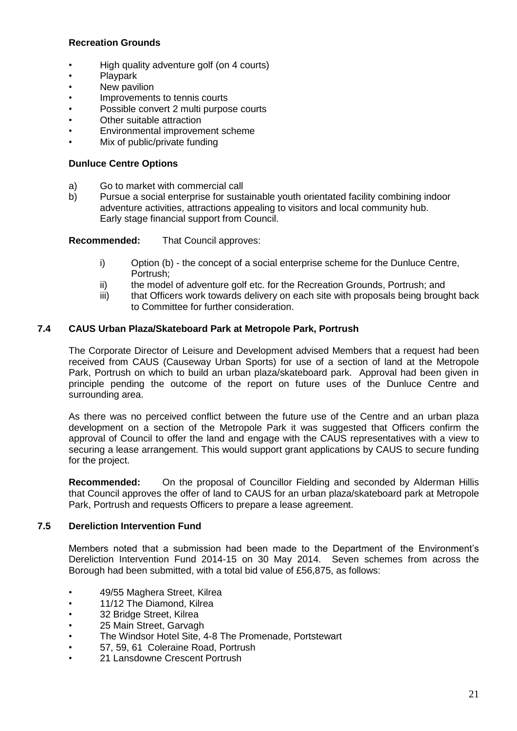**Recreation Grounds**

- High quality adventure golf (on 4 courts)
- Playpark
- New pavilion
- Improvements to tennis courts
- Possible convert 2 multi purpose courts
- Other suitable attraction
- Environmental improvement scheme
- Mix of public/private funding

**Dunluce Centre Options**

a) Go to market with commercial call
b) Pursue a social enterprise for sustainable youth orientated facility combining indoor adventure activities, attractions appealing to visitors and local community hub. Early stage financial support from Council.

**Recommended:** That Council approves:

i) Option (b) - the concept of a social enterprise scheme for the Dunluce Centre, Portrush;
ii) the model of adventure golf etc. for the Recreation Grounds, Portrush; and
iii) that Officers work towards delivery on each site with proposals being brought back to Committee for further consideration.

### 7.4 CAUS Urban Plaza/Skateboard Park at Metropole Park, Portrush

The Corporate Director of Leisure and Development advised Members that a request had been received from CAUS (Causeway Urban Sports) for use of a section of land at the Metropole Park, Portrush on which to build an urban plaza/skateboard park. Approval had been given in principle pending the outcome of the report on future uses of the Dunluce Centre and surrounding area.

As there was no perceived conflict between the future use of the Centre and an urban plaza development on a section of the Metropole Park it was suggested that Officers confirm the approval of Council to offer the land and engage with the CAUS representatives with a view to securing a lease arrangement. This would support grant applications by CAUS to secure funding for the project.

**Recommended:** On the proposal of Councillor Fielding and seconded by Alderman Hillis that Council approves the offer of land to CAUS for an urban plaza/skateboard park at Metropole Park, Portrush and requests Officers to prepare a lease agreement.

### 7.5 Dereliction Intervention Fund

Members noted that a submission had been made to the Department of the Environment's Dereliction Intervention Fund 2014-15 on 30 May 2014. Seven schemes from across the Borough had been submitted, with a total bid value of £56,875, as follows:

- 49/55 Maghera Street, Kilrea
- 11/12 The Diamond, Kilrea
- 32 Bridge Street, Kilrea
- 25 Main Street, Garvagh
- The Windsor Hotel Site, 4-8 The Promenade, Portstewart
- 57, 59, 61 Coleraine Road, Portrush
- 21 Lansdowne Crescent Portrush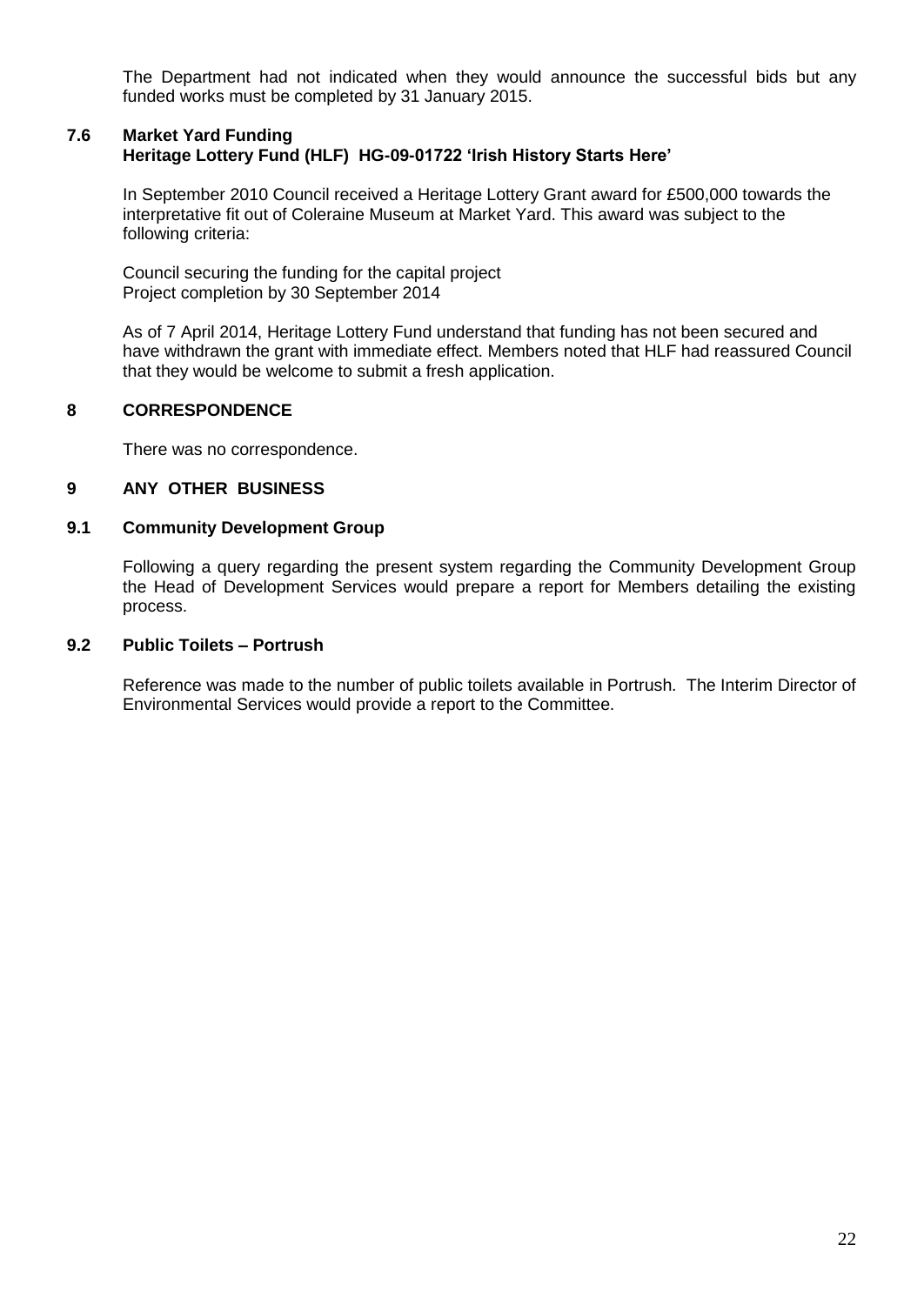The Department had not indicated when they would announce the successful bids but any funded works must be completed by 31 January 2015.

### 7.6 Market Yard Funding
**Heritage Lottery Fund (HLF) HG-09-01722 'Irish History Starts Here'**

In September 2010 Council received a Heritage Lottery Grant award for £500,000 towards the interpretative fit out of Coleraine Museum at Market Yard. This award was subject to the following criteria:

Council securing the funding for the capital project
Project completion by 30 September 2014

As of 7 April 2014, Heritage Lottery Fund understand that funding has not been secured and have withdrawn the grant with immediate effect. Members noted that HLF had reassured Council that they would be welcome to submit a fresh application.

## 8 CORRESPONDENCE

There was no correspondence.

## 9 ANY OTHER BUSINESS

### 9.1 Community Development Group

Following a query regarding the present system regarding the Community Development Group the Head of Development Services would prepare a report for Members detailing the existing process.

### 9.2 Public Toilets – Portrush

Reference was made to the number of public toilets available in Portrush. The Interim Director of Environmental Services would provide a report to the Committee.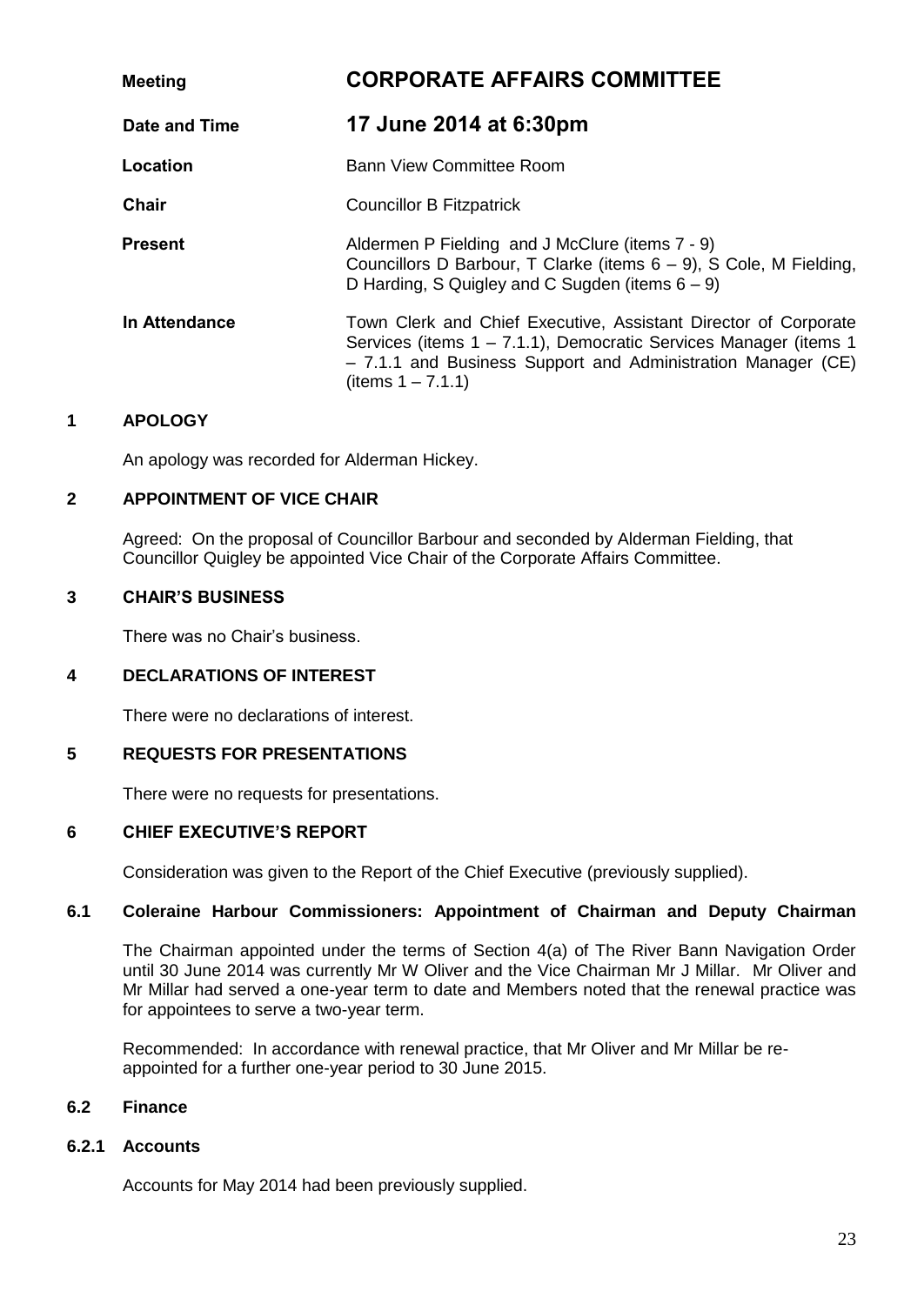| | |
|---|---|
| **Meeting** | **CORPORATE AFFAIRS COMMITTEE** |
| **Date and Time** | **17 June 2014 at 6:30pm** |
| **Location** | Bann View Committee Room |
| **Chair** | Councillor B Fitzpatrick |
| **Present** | Aldermen P Fielding and J McClure (items 7 - 9)<br>Councillors D Barbour, T Clarke (items 6 – 9), S Cole, M Fielding, D Harding, S Quigley and C Sugden (items 6 – 9) |
| **In Attendance** | Town Clerk and Chief Executive, Assistant Director of Corporate Services (items 1 – 7.1.1), Democratic Services Manager (items 1 – 7.1.1 and Business Support and Administration Manager (CE) (items 1 – 7.1.1) |

## 1 APOLOGY

An apology was recorded for Alderman Hickey.

## 2 APPOINTMENT OF VICE CHAIR

Agreed: On the proposal of Councillor Barbour and seconded by Alderman Fielding, that Councillor Quigley be appointed Vice Chair of the Corporate Affairs Committee.

## 3 CHAIR'S BUSINESS

There was no Chair's business.

## 4 DECLARATIONS OF INTEREST

There were no declarations of interest.

## 5 REQUESTS FOR PRESENTATIONS

There were no requests for presentations.

## 6 CHIEF EXECUTIVE'S REPORT

Consideration was given to the Report of the Chief Executive (previously supplied).

### 6.1 Coleraine Harbour Commissioners: Appointment of Chairman and Deputy Chairman

The Chairman appointed under the terms of Section 4(a) of The River Bann Navigation Order until 30 June 2014 was currently Mr W Oliver and the Vice Chairman Mr J Millar. Mr Oliver and Mr Millar had served a one-year term to date and Members noted that the renewal practice was for appointees to serve a two-year term.

Recommended: In accordance with renewal practice, that Mr Oliver and Mr Millar be re-appointed for a further one-year period to 30 June 2015.

### 6.2 Finance

#### 6.2.1 Accounts

Accounts for May 2014 had been previously supplied.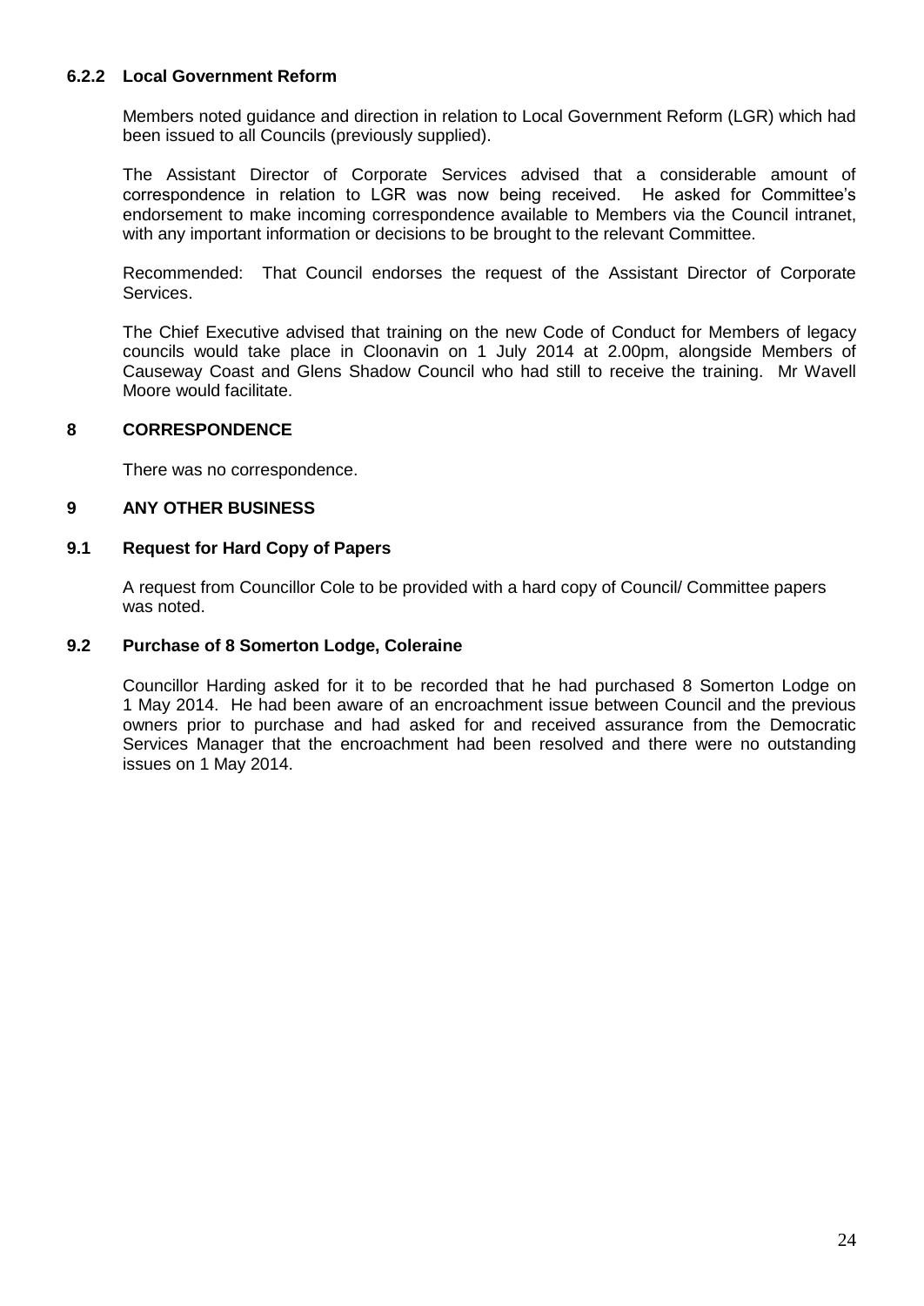### 6.2.2 Local Government Reform

Members noted guidance and direction in relation to Local Government Reform (LGR) which had been issued to all Councils (previously supplied).

The Assistant Director of Corporate Services advised that a considerable amount of correspondence in relation to LGR was now being received. He asked for Committee's endorsement to make incoming correspondence available to Members via the Council intranet, with any important information or decisions to be brought to the relevant Committee.

Recommended: That Council endorses the request of the Assistant Director of Corporate Services.

The Chief Executive advised that training on the new Code of Conduct for Members of legacy councils would take place in Cloonavin on 1 July 2014 at 2.00pm, alongside Members of Causeway Coast and Glens Shadow Council who had still to receive the training. Mr Wavell Moore would facilitate.

## 8 CORRESPONDENCE

There was no correspondence.

## 9 ANY OTHER BUSINESS

### 9.1 Request for Hard Copy of Papers

A request from Councillor Cole to be provided with a hard copy of Council/ Committee papers was noted.

### 9.2 Purchase of 8 Somerton Lodge, Coleraine

Councillor Harding asked for it to be recorded that he had purchased 8 Somerton Lodge on 1 May 2014. He had been aware of an encroachment issue between Council and the previous owners prior to purchase and had asked for and received assurance from the Democratic Services Manager that the encroachment had been resolved and there were no outstanding issues on 1 May 2014.